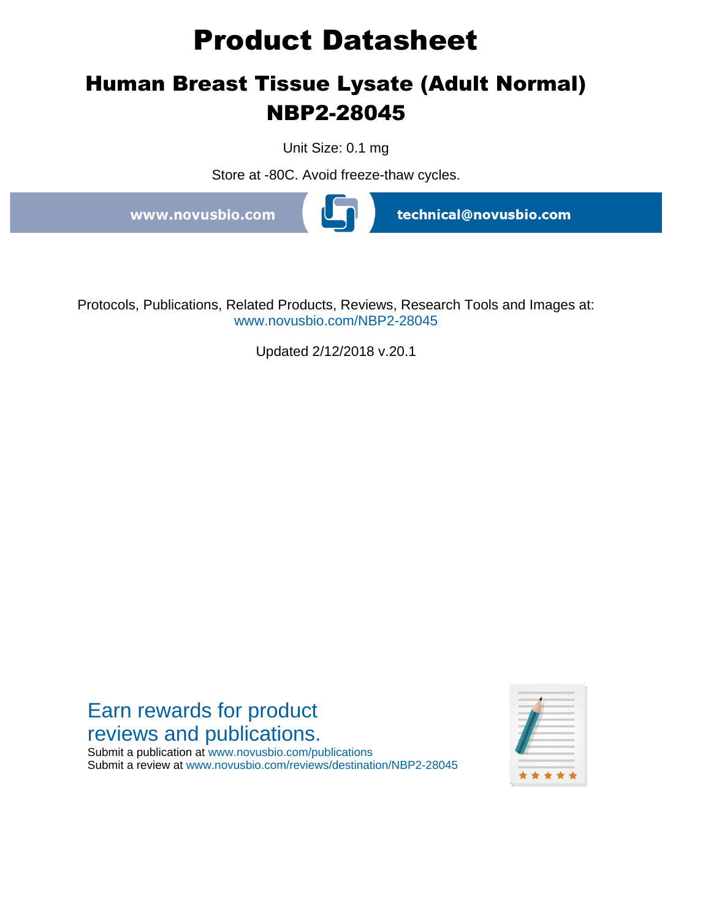# Product Datasheet

## Human Breast Tissue Lysate (Adult Normal)
## NBP2-28045

Unit Size: 0.1 mg

Store at -80C. Avoid freeze-thaw cycles.

www.novusbio.com technical@novusbio.com

Protocols, Publications, Related Products, Reviews, Research Tools and Images at:
www.novusbio.com/NBP2-28045

Updated 2/12/2018 v.20.1

Earn rewards for product reviews and publications.

Submit a publication at www.novusbio.com/publications
Submit a review at www.novusbio.com/reviews/destination/NBP2-28045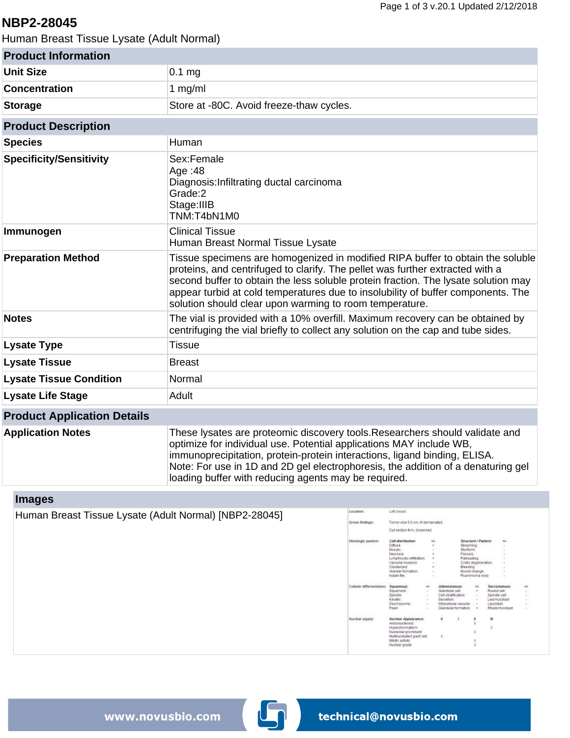# NBP2-28045

Human Breast Tissue Lysate (Adult Normal)

| Product Information | |
|---|---|
| **Unit Size** | 0.1 mg |
| **Concentration** | 1 mg/ml |
| **Storage** | Store at -80C. Avoid freeze-thaw cycles. |

| Product Description | |
|---|---|
| **Species** | Human |
| **Specificity/Sensitivity** | Sex:Female<br>Age :48<br>Diagnosis:Infiltrating ductal carcinoma<br>Grade:2<br>Stage:IIIB<br>TNM:T4bN1M0 |
| **Immunogen** | Clinical Tissue<br>Human Breast Normal Tissue Lysate |
| **Preparation Method** | Tissue specimens are homogenized in modified RIPA buffer to obtain the soluble proteins, and centrifuged to clarify. The pellet was further extracted with a second buffer to obtain the less soluble protein fraction. The lysate solution may appear turbid at cold temperatures due to insolubility of buffer components. The solution should clear upon warming to room temperature. |
| **Notes** | The vial is provided with a 10% overfill. Maximum recovery can be obtained by centrifuging the vial briefly to collect any solution on the cap and tube sides. |
| **Lysate Type** | Tissue |
| **Lysate Tissue** | Breast |
| **Lysate Tissue Condition** | Normal |
| **Lysate Life Stage** | Adult |

| Product Application Details | |
|---|---|
| **Application Notes** | These lysates are proteomic discovery tools.Researchers should validate and optimize for individual use. Potential applications MAY include WB, immunoprecipitation, protein-protein interactions, ligand binding, ELISA.<br>Note: For use in 1D and 2D gel electrophoresis, the addition of a denaturing gel loading buffer with reducing agents may be required. |

## Images

Human Breast Tissue Lysate (Adult Normal) [NBP2-28045]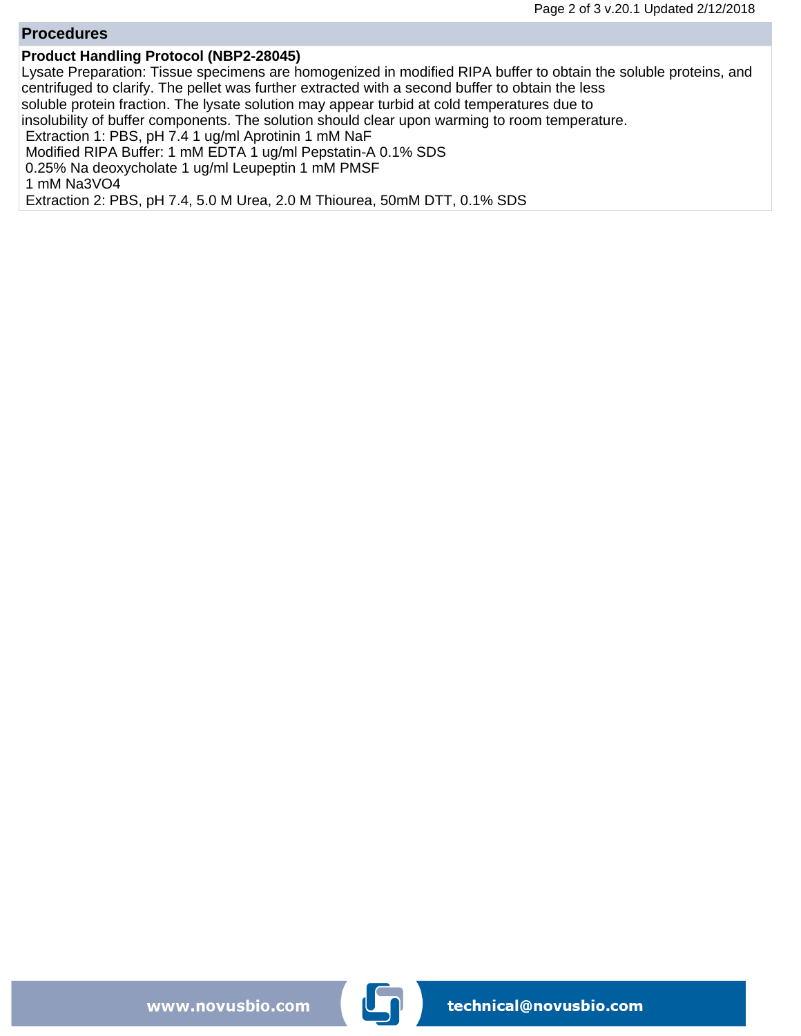## Procedures

### Product Handling Protocol (NBP2-28045)

Lysate Preparation: Tissue specimens are homogenized in modified RIPA buffer to obtain the soluble proteins, and centrifuged to clarify. The pellet was further extracted with a second buffer to obtain the less soluble protein fraction. The lysate solution may appear turbid at cold temperatures due to insolubility of buffer components. The solution should clear upon warming to room temperature.

Extraction 1: PBS, pH 7.4 1 ug/ml Aprotinin 1 mM NaF
Modified RIPA Buffer: 1 mM EDTA 1 ug/ml Pepstatin-A 0.1% SDS
0.25% Na deoxycholate 1 ug/ml Leupeptin 1 mM PMSF
1 mM $Na_3VO_4$
Extraction 2: PBS, pH 7.4, 5.0 M Urea, 2.0 M Thiourea, 50mM DTT, 0.1% SDS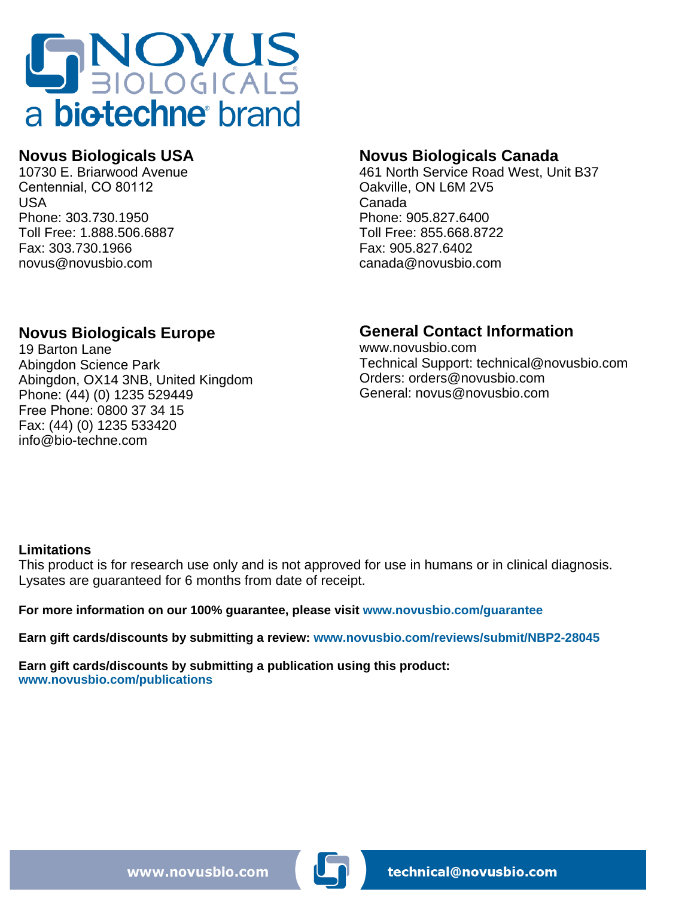## Novus Biologicals USA

10730 E. Briarwood Avenue
Centennial, CO 80112
USA
Phone: 303.730.1950
Toll Free: 1.888.506.6887
Fax: 303.730.1966
novus@novusbio.com

## Novus Biologicals Canada

461 North Service Road West, Unit B37
Oakville, ON L6M 2V5
Canada
Phone: 905.827.6400
Toll Free: 855.668.8722
Fax: 905.827.6402
canada@novusbio.com

## Novus Biologicals Europe

19 Barton Lane
Abingdon Science Park
Abingdon, OX14 3NB, United Kingdom
Phone: (44) (0) 1235 529449
Free Phone: 0800 37 34 15
Fax: (44) (0) 1235 533420
info@bio-techne.com

## General Contact Information

www.novusbio.com
Technical Support: technical@novusbio.com
Orders: orders@novusbio.com
General: novus@novusbio.com

**Limitations**

This product is for research use only and is not approved for use in humans or in clinical diagnosis. Lysates are guaranteed for 6 months from date of receipt.

**For more information on our 100% guarantee, please visit www.novusbio.com/guarantee**

**Earn gift cards/discounts by submitting a review: www.novusbio.com/reviews/submit/NBP2-28045**

**Earn gift cards/discounts by submitting a publication using this product: www.novusbio.com/publications**